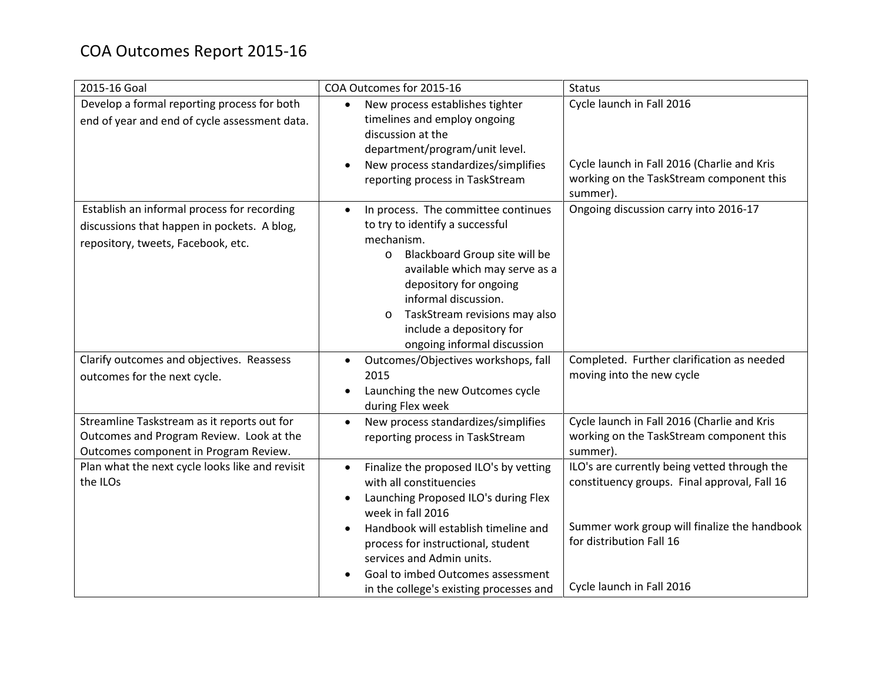# COA Outcomes Report 2015-16

| 2015-16 Goal | COA Outcomes for 2015-16 | Status |
|---|---|---|
| Develop a formal reporting process for both end of year and end of cycle assessment data. | • New process establishes tighter timelines and employ ongoing discussion at the department/program/unit level.<br>• New process standardizes/simplifies reporting process in TaskStream | Cycle launch in Fall 2016<br><br>Cycle launch in Fall 2016 (Charlie and Kris working on the TaskStream component this summer). |
| Establish an informal process for recording discussions that happen in pockets. A blog, repository, tweets, Facebook, etc. | • In process. The committee continues to try to identify a successful mechanism.<br>o Blackboard Group site will be available which may serve as a depository for ongoing informal discussion.<br>o TaskStream revisions may also include a depository for ongoing informal discussion | Ongoing discussion carry into 2016-17 |
| Clarify outcomes and objectives. Reassess outcomes for the next cycle. | • Outcomes/Objectives workshops, fall 2015<br>• Launching the new Outcomes cycle during Flex week | Completed. Further clarification as needed moving into the new cycle |
| Streamline Taskstream as it reports out for Outcomes and Program Review. Look at the Outcomes component in Program Review. | • New process standardizes/simplifies reporting process in TaskStream | Cycle launch in Fall 2016 (Charlie and Kris working on the TaskStream component this summer). |
| Plan what the next cycle looks like and revisit the ILOs | • Finalize the proposed ILO's by vetting with all constituencies<br>• Launching Proposed ILO's during Flex week in fall 2016<br>• Handbook will establish timeline and process for instructional, student services and Admin units.<br>• Goal to imbed Outcomes assessment in the college's existing processes and | ILO's are currently being vetted through the constituency groups. Final approval, Fall 16<br><br>Summer work group will finalize the handbook for distribution Fall 16<br><br>Cycle launch in Fall 2016 |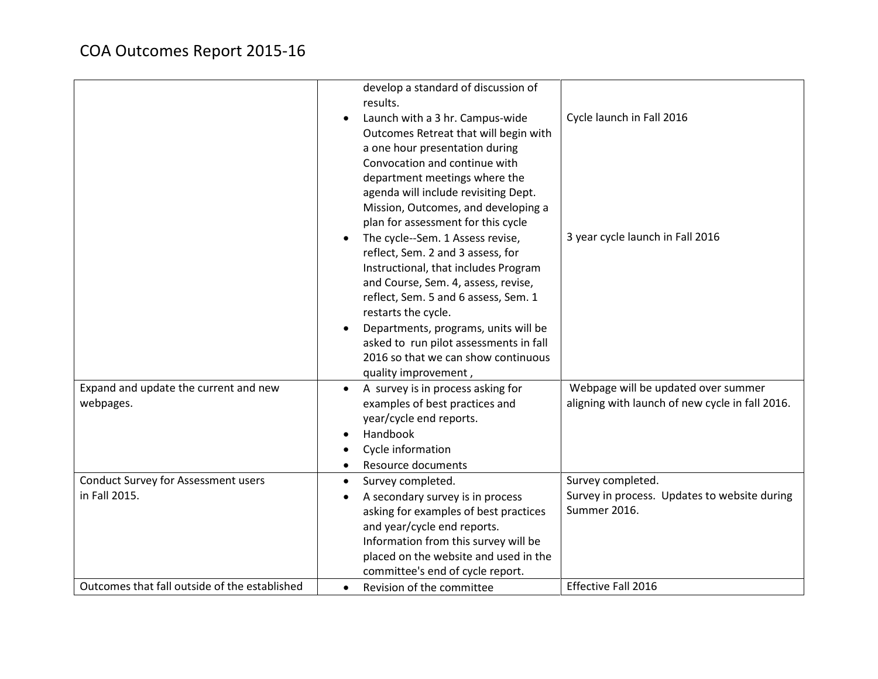# COA Outcomes Report 2015-16

| | | |
|---|---|---|
| | develop a standard of discussion of results.<br>• Launch with a 3 hr. Campus-wide Outcomes Retreat that will begin with a one hour presentation during Convocation and continue with department meetings where the agenda will include revisiting Dept. Mission, Outcomes, and developing a plan for assessment for this cycle<br>• The cycle--Sem. 1 Assess revise, reflect, Sem. 2 and 3 assess, for Instructional, that includes Program and Course, Sem. 4, assess, revise, reflect, Sem. 5 and 6 assess, Sem. 1 restarts the cycle.<br>• Departments, programs, units will be asked to run pilot assessments in fall 2016 so that we can show continuous quality improvement , | Cycle launch in Fall 2016<br><br>3 year cycle launch in Fall 2016 |
| Expand and update the current and new webpages. | • A survey is in process asking for examples of best practices and year/cycle end reports.<br>• Handbook<br>• Cycle information<br>• Resource documents | Webpage will be updated over summer aligning with launch of new cycle in fall 2016. |
| Conduct Survey for Assessment users in Fall 2015. | • Survey completed.<br>• A secondary survey is in process asking for examples of best practices and year/cycle end reports. Information from this survey will be placed on the website and used in the committee's end of cycle report. | Survey completed.<br>Survey in process. Updates to website during Summer 2016. |
| Outcomes that fall outside of the established | • Revision of the committee | Effective Fall 2016 |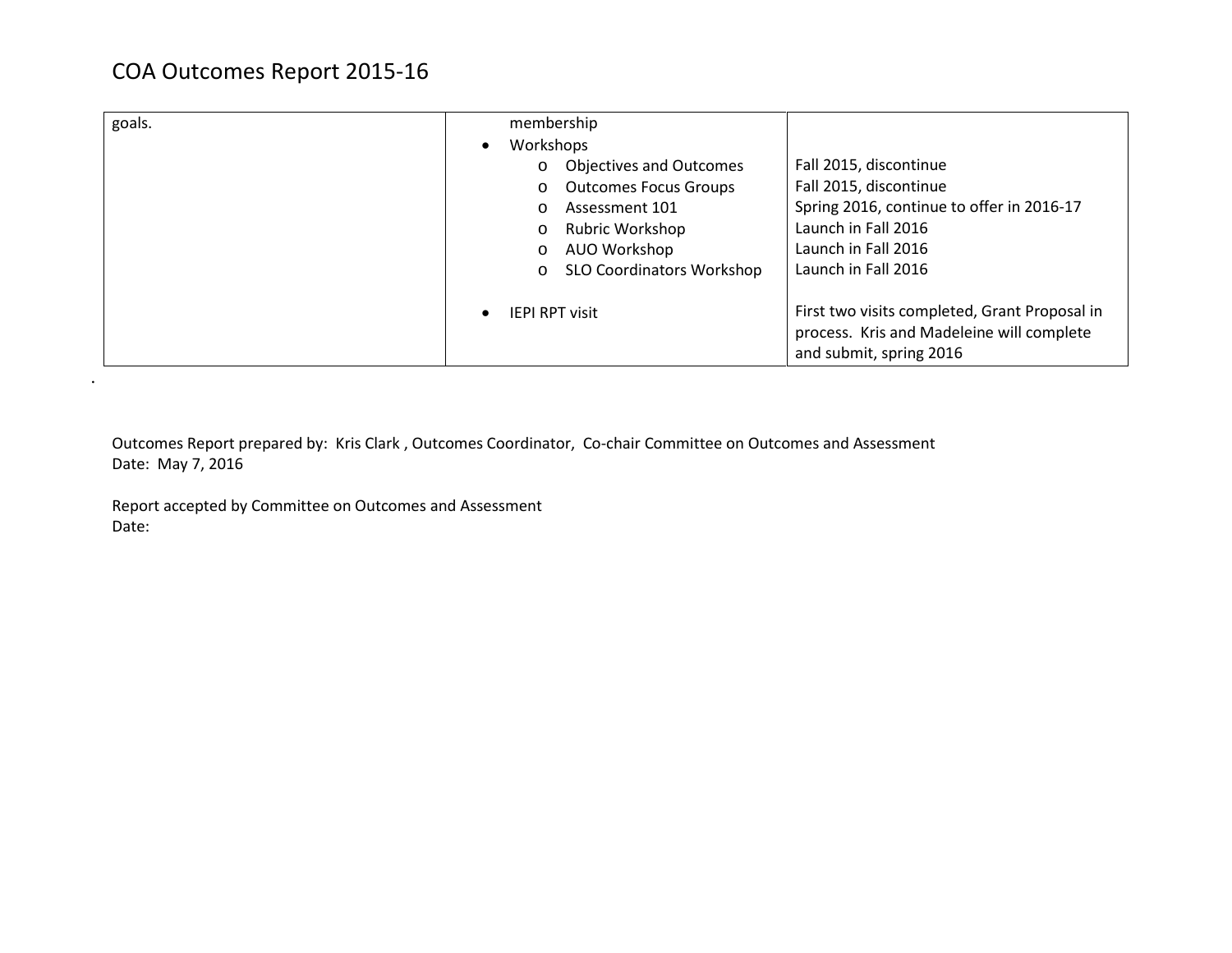| | | |
|---|---|---|
| goals. | membership<br>• Workshops<br>o Objectives and Outcomes<br>o Outcomes Focus Groups<br>o Assessment 101<br>o Rubric Workshop<br>o AUO Workshop<br>o SLO Coordinators Workshop<br><br>• IEPI RPT visit | <br><br>Fall 2015, discontinue<br>Fall 2015, discontinue<br>Spring 2016, continue to offer in 2016-17<br>Launch in Fall 2016<br>Launch in Fall 2016<br>Launch in Fall 2016<br><br>First two visits completed, Grant Proposal in process. Kris and Madeleine will complete and submit, spring 2016 |

.

Outcomes Report prepared by: Kris Clark , Outcomes Coordinator, Co-chair Committee on Outcomes and Assessment
Date: May 7, 2016

Report accepted by Committee on Outcomes and Assessment
Date: